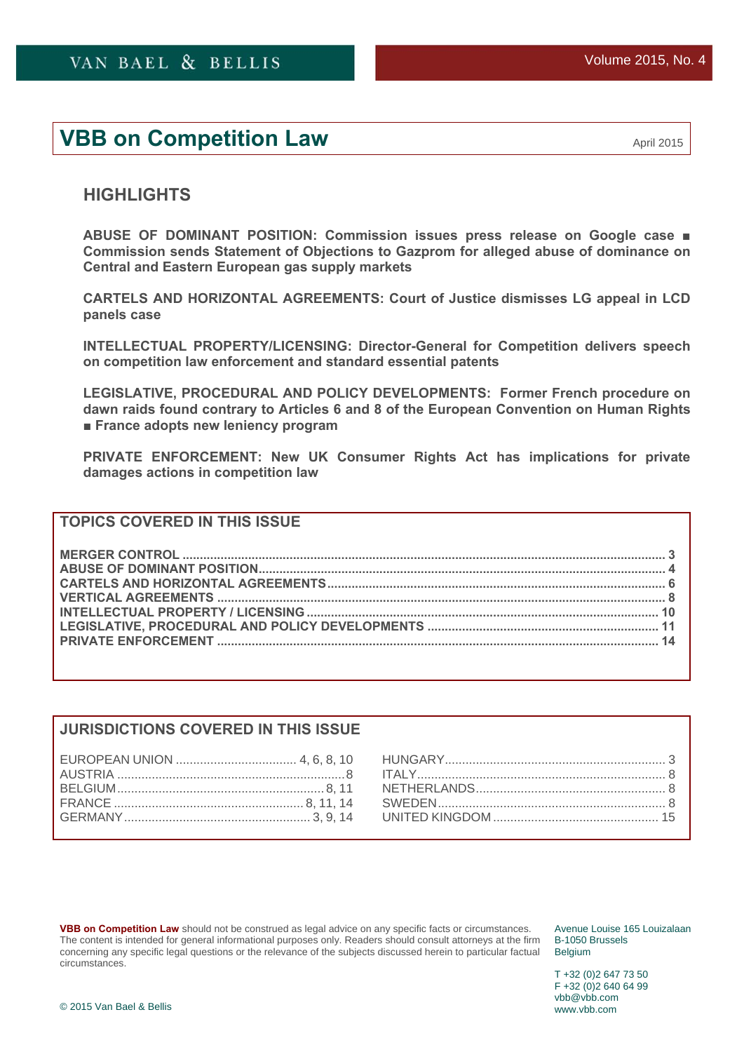VAN BAEL & BELLIS

Volume 2015, No. 4

# VBB on Competition Law

April 2015

## HIGHLIGHTS

**ABUSE OF DOMINANT POSITION: Commission issues press release on Google case ■ Commission sends Statement of Objections to Gazprom for alleged abuse of dominance on Central and Eastern European gas supply markets**

**CARTELS AND HORIZONTAL AGREEMENTS: Court of Justice dismisses LG appeal in LCD panels case**

**INTELLECTUAL PROPERTY/LICENSING: Director-General for Competition delivers speech on competition law enforcement and standard essential patents**

**LEGISLATIVE, PROCEDURAL AND POLICY DEVELOPMENTS: Former French procedure on dawn raids found contrary to Articles 6 and 8 of the European Convention on Human Rights ■ France adopts new leniency program**

**PRIVATE ENFORCEMENT: New UK Consumer Rights Act has implications for private damages actions in competition law**

## TOPICS COVERED IN THIS ISSUE

| Topic | Page |
|---|---|
| **MERGER CONTROL** | **3** |
| **ABUSE OF DOMINANT POSITION** | **4** |
| **CARTELS AND HORIZONTAL AGREEMENTS** | **6** |
| **VERTICAL AGREEMENTS** | **8** |
| **INTELLECTUAL PROPERTY / LICENSING** | **10** |
| **LEGISLATIVE, PROCEDURAL AND POLICY DEVELOPMENTS** | **11** |
| **PRIVATE ENFORCEMENT** | **14** |

## JURISDICTIONS COVERED IN THIS ISSUE

| Jurisdiction | Page |
|---|---|
| EUROPEAN UNION | 4, 6, 8, 10 |
| AUSTRIA | 8 |
| BELGIUM | 8, 11 |
| FRANCE | 8, 11, 14 |
| GERMANY | 3, 9, 14 |
| HUNGARY | 3 |
| ITALY | 8 |
| NETHERLANDS | 8 |
| SWEDEN | 8 |
| UNITED KINGDOM | 15 |

**VBB on Competition Law** should not be construed as legal advice on any specific facts or circumstances. The content is intended for general informational purposes only. Readers should consult attorneys at the firm concerning any specific legal questions or the relevance of the subjects discussed herein to particular factual circumstances.

© 2015 Van Bael & Bellis

Avenue Louise 165 Louizalaan
B-1050 Brussels
Belgium

T +32 (0)2 647 73 50
F +32 (0)2 640 64 99
vbb@vbb.com
www.vbb.com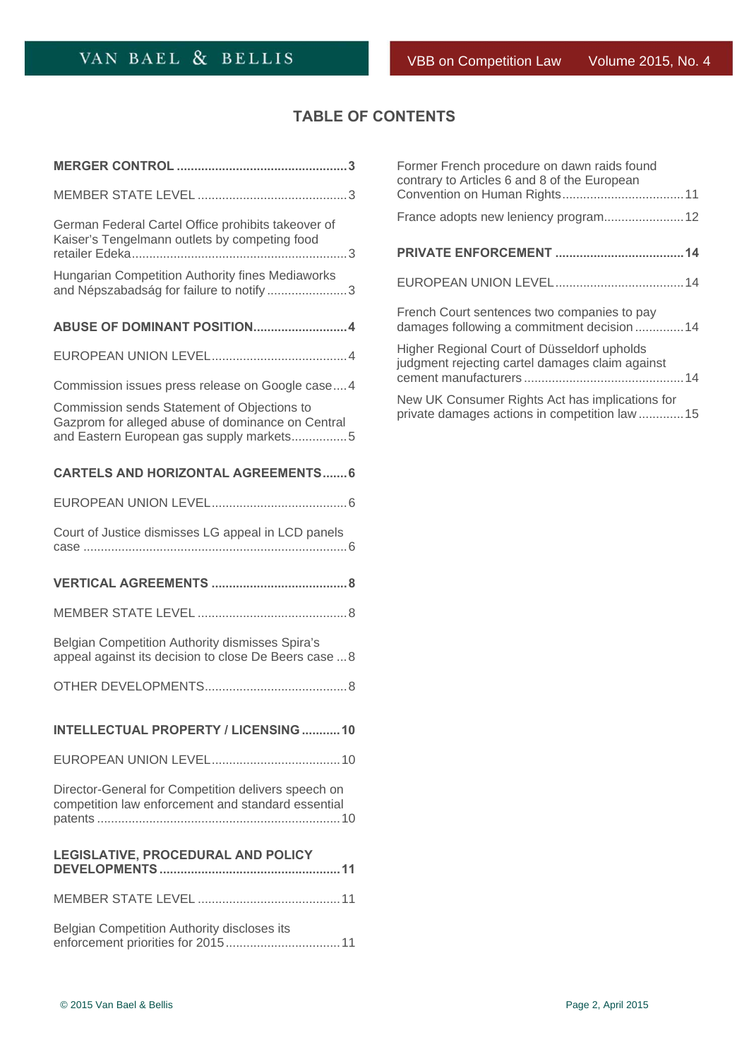# TABLE OF CONTENTS

**MERGER CONTROL** .......... 3

MEMBER STATE LEVEL .......... 3

German Federal Cartel Office prohibits takeover of Kaiser's Tengelmann outlets by competing food retailer Edeka .......... 3

Hungarian Competition Authority fines Mediaworks and Népszabadság for failure to notify .......... 3

**ABUSE OF DOMINANT POSITION** .......... 4

EUROPEAN UNION LEVEL .......... 4

Commission issues press release on Google case .......... 4

Commission sends Statement of Objections to Gazprom for alleged abuse of dominance on Central and Eastern European gas supply markets .......... 5

**CARTELS AND HORIZONTAL AGREEMENTS** .......... 6

EUROPEAN UNION LEVEL .......... 6

Court of Justice dismisses LG appeal in LCD panels case .......... 6

**VERTICAL AGREEMENTS** .......... 8

MEMBER STATE LEVEL .......... 8

Belgian Competition Authority dismisses Spira's appeal against its decision to close De Beers case .......... 8

OTHER DEVELOPMENTS .......... 8

**INTELLECTUAL PROPERTY / LICENSING** .......... 10

EUROPEAN UNION LEVEL .......... 10

Director-General for Competition delivers speech on competition law enforcement and standard essential patents .......... 10

**LEGISLATIVE, PROCEDURAL AND POLICY DEVELOPMENTS** .......... 11

MEMBER STATE LEVEL .......... 11

Belgian Competition Authority discloses its enforcement priorities for 2015 .......... 11

Former French procedure on dawn raids found contrary to Articles 6 and 8 of the European Convention on Human Rights .......... 11

France adopts new leniency program .......... 12

**PRIVATE ENFORCEMENT** .......... 14

EUROPEAN UNION LEVEL .......... 14

French Court sentences two companies to pay damages following a commitment decision .......... 14

Higher Regional Court of Düsseldorf upholds judgment rejecting cartel damages claim against cement manufacturers .......... 14

New UK Consumer Rights Act has implications for private damages actions in competition law .......... 15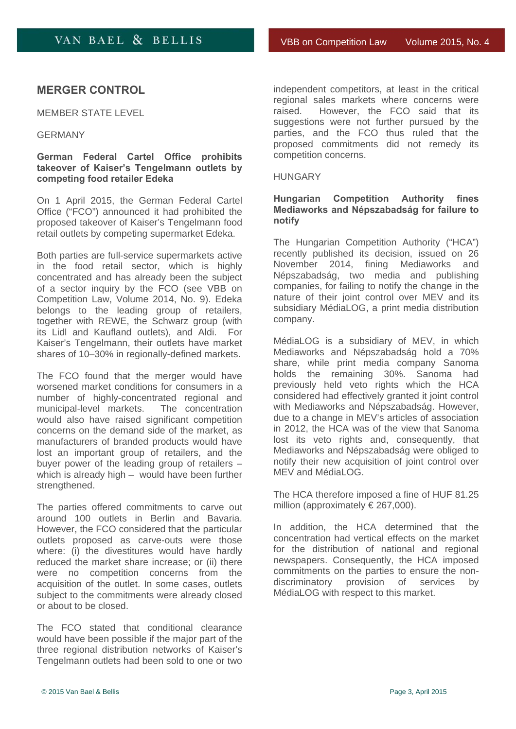# MERGER CONTROL

MEMBER STATE LEVEL

GERMANY

**German Federal Cartel Office prohibits takeover of Kaiser's Tengelmann outlets by competing food retailer Edeka**

On 1 April 2015, the German Federal Cartel Office ("FCO") announced it had prohibited the proposed takeover of Kaiser's Tengelmann food retail outlets by competing supermarket Edeka.

Both parties are full-service supermarkets active in the food retail sector, which is highly concentrated and has already been the subject of a sector inquiry by the FCO (see VBB on Competition Law, Volume 2014, No. 9). Edeka belongs to the leading group of retailers, together with REWE, the Schwarz group (with its Lidl and Kaufland outlets), and Aldi. For Kaiser's Tengelmann, their outlets have market shares of 10–30% in regionally-defined markets.

The FCO found that the merger would have worsened market conditions for consumers in a number of highly-concentrated regional and municipal-level markets. The concentration would also have raised significant competition concerns on the demand side of the market, as manufacturers of branded products would have lost an important group of retailers, and the buyer power of the leading group of retailers – which is already high – would have been further strengthened.

The parties offered commitments to carve out around 100 outlets in Berlin and Bavaria. However, the FCO considered that the particular outlets proposed as carve-outs were those where: (i) the divestitures would have hardly reduced the market share increase; or (ii) there were no competition concerns from the acquisition of the outlet. In some cases, outlets subject to the commitments were already closed or about to be closed.

The FCO stated that conditional clearance would have been possible if the major part of the three regional distribution networks of Kaiser's Tengelmann outlets had been sold to one or two independent competitors, at least in the critical regional sales markets where concerns were raised. However, the FCO said that its suggestions were not further pursued by the parties, and the FCO thus ruled that the proposed commitments did not remedy its competition concerns.

HUNGARY

**Hungarian Competition Authority fines Mediaworks and Népszabadság for failure to notify**

The Hungarian Competition Authority ("HCA") recently published its decision, issued on 26 November 2014, fining Mediaworks and Népszabadság, two media and publishing companies, for failing to notify the change in the nature of their joint control over MEV and its subsidiary MédiaLOG, a print media distribution company.

MédiaLOG is a subsidiary of MEV, in which Mediaworks and Népszabadság hold a 70% share, while print media company Sanoma holds the remaining 30%. Sanoma had previously held veto rights which the HCA considered had effectively granted it joint control with Mediaworks and Népszabadság. However, due to a change in MEV's articles of association in 2012, the HCA was of the view that Sanoma lost its veto rights and, consequently, that Mediaworks and Népszabadság were obliged to notify their new acquisition of joint control over MEV and MédiaLOG.

The HCA therefore imposed a fine of HUF 81.25 million (approximately € 267,000).

In addition, the HCA determined that the concentration had vertical effects on the market for the distribution of national and regional newspapers. Consequently, the HCA imposed commitments on the parties to ensure the non-discriminatory provision of services by MédiaLOG with respect to this market.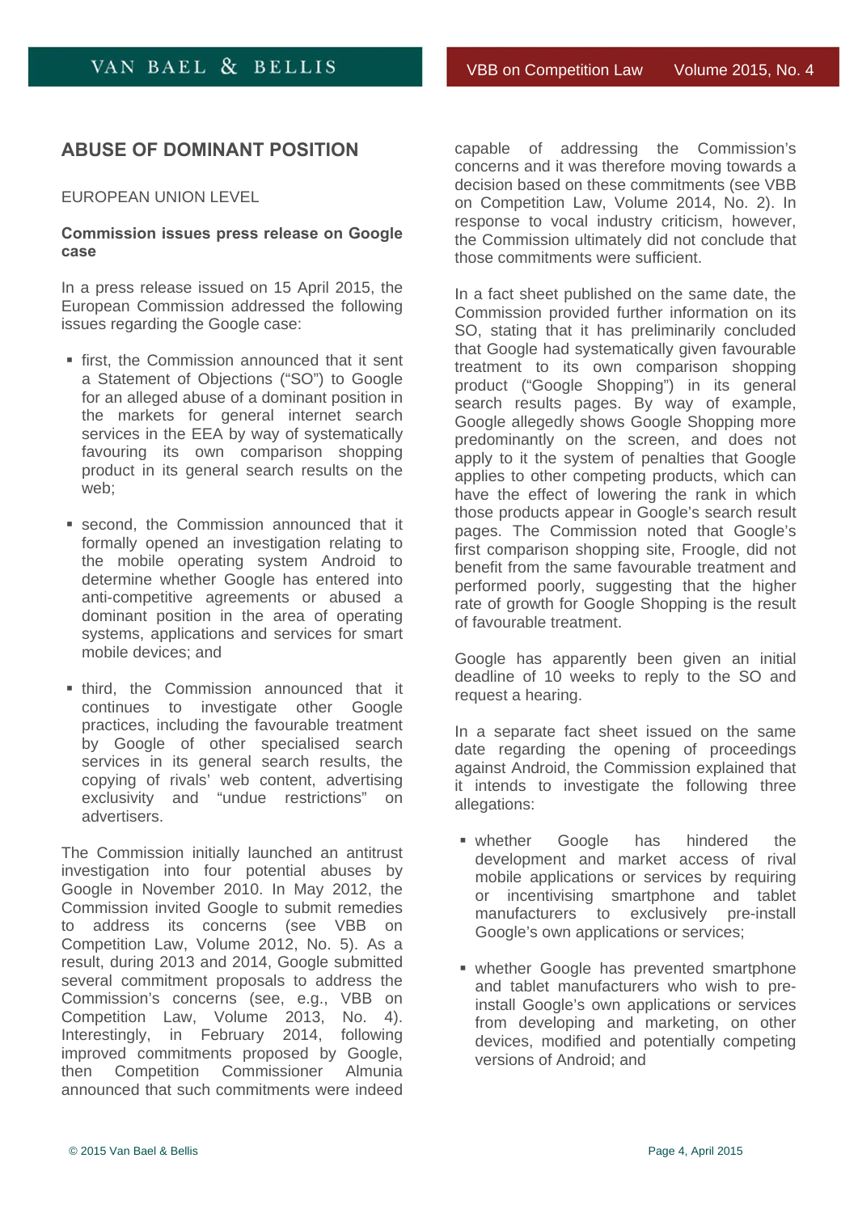## ABUSE OF DOMINANT POSITION

### EUROPEAN UNION LEVEL

**Commission issues press release on Google case**

In a press release issued on 15 April 2015, the European Commission addressed the following issues regarding the Google case:

- first, the Commission announced that it sent a Statement of Objections ("SO") to Google for an alleged abuse of a dominant position in the markets for general internet search services in the EEA by way of systematically favouring its own comparison shopping product in its general search results on the web;
- second, the Commission announced that it formally opened an investigation relating to the mobile operating system Android to determine whether Google has entered into anti-competitive agreements or abused a dominant position in the area of operating systems, applications and services for smart mobile devices; and
- third, the Commission announced that it continues to investigate other Google practices, including the favourable treatment by Google of other specialised search services in its general search results, the copying of rivals' web content, advertising exclusivity and "undue restrictions" on advertisers.

The Commission initially launched an antitrust investigation into four potential abuses by Google in November 2010. In May 2012, the Commission invited Google to submit remedies to address its concerns (see VBB on Competition Law, Volume 2012, No. 5). As a result, during 2013 and 2014, Google submitted several commitment proposals to address the Commission's concerns (see, e.g., VBB on Competition Law, Volume 2013, No. 4). Interestingly, in February 2014, following improved commitments proposed by Google, then Competition Commissioner Almunia announced that such commitments were indeed capable of addressing the Commission's concerns and it was therefore moving towards a decision based on these commitments (see VBB on Competition Law, Volume 2014, No. 2). In response to vocal industry criticism, however, the Commission ultimately did not conclude that those commitments were sufficient.

In a fact sheet published on the same date, the Commission provided further information on its SO, stating that it has preliminarily concluded that Google had systematically given favourable treatment to its own comparison shopping product ("Google Shopping") in its general search results pages. By way of example, Google allegedly shows Google Shopping more predominantly on the screen, and does not apply to it the system of penalties that Google applies to other competing products, which can have the effect of lowering the rank in which those products appear in Google's search result pages. The Commission noted that Google's first comparison shopping site, Froogle, did not benefit from the same favourable treatment and performed poorly, suggesting that the higher rate of growth for Google Shopping is the result of favourable treatment.

Google has apparently been given an initial deadline of 10 weeks to reply to the SO and request a hearing.

In a separate fact sheet issued on the same date regarding the opening of proceedings against Android, the Commission explained that it intends to investigate the following three allegations:

- whether Google has hindered the development and market access of rival mobile applications or services by requiring or incentivising smartphone and tablet manufacturers to exclusively pre-install Google's own applications or services;
- whether Google has prevented smartphone and tablet manufacturers who wish to pre-install Google's own applications or services from developing and marketing, on other devices, modified and potentially competing versions of Android; and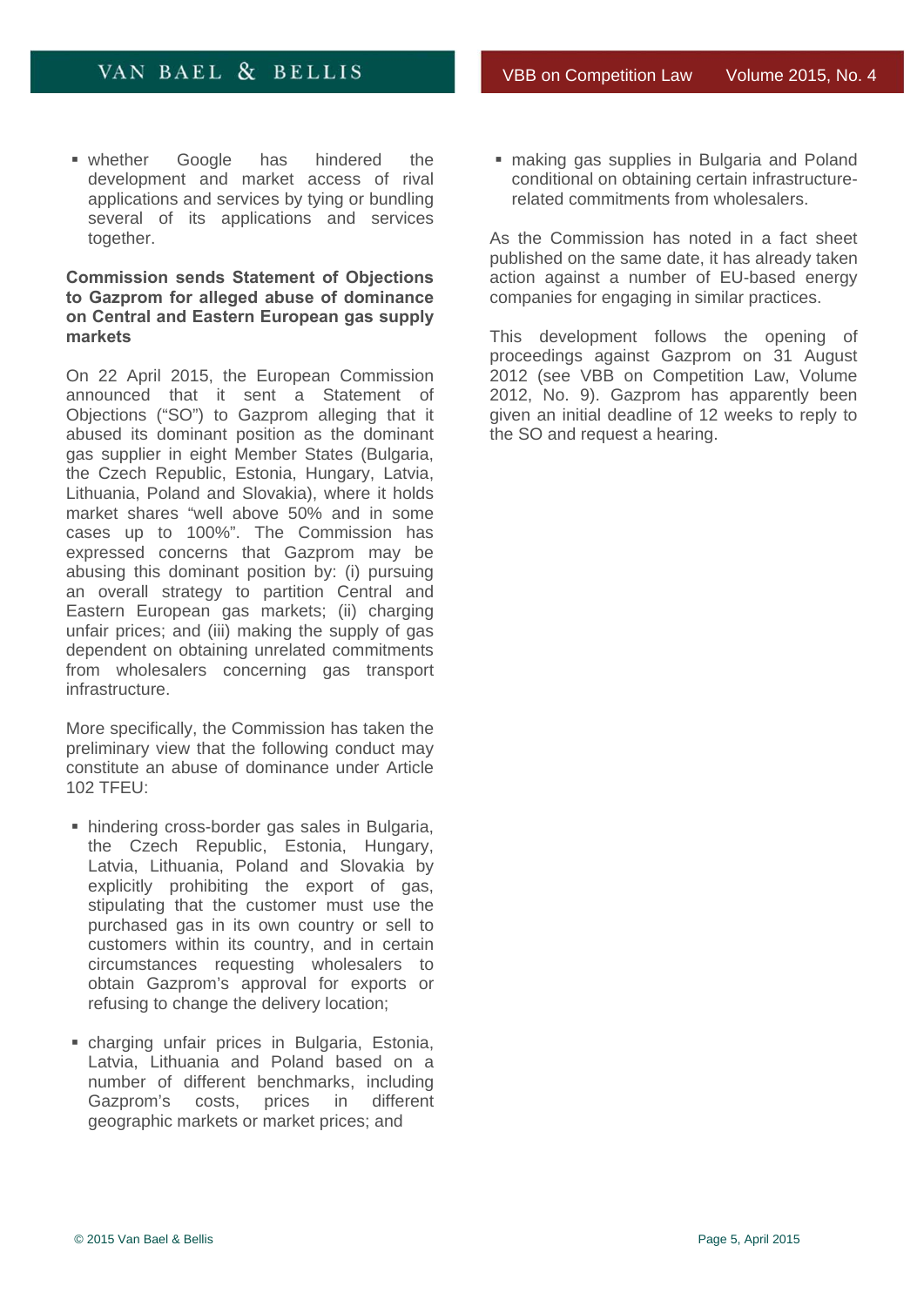- whether Google has hindered the development and market access of rival applications and services by tying or bundling several of its applications and services together.

**Commission sends Statement of Objections to Gazprom for alleged abuse of dominance on Central and Eastern European gas supply markets**

On 22 April 2015, the European Commission announced that it sent a Statement of Objections ("SO") to Gazprom alleging that it abused its dominant position as the dominant gas supplier in eight Member States (Bulgaria, the Czech Republic, Estonia, Hungary, Latvia, Lithuania, Poland and Slovakia), where it holds market shares "well above 50% and in some cases up to 100%". The Commission has expressed concerns that Gazprom may be abusing this dominant position by: (i) pursuing an overall strategy to partition Central and Eastern European gas markets; (ii) charging unfair prices; and (iii) making the supply of gas dependent on obtaining unrelated commitments from wholesalers concerning gas transport infrastructure.

More specifically, the Commission has taken the preliminary view that the following conduct may constitute an abuse of dominance under Article 102 TFEU:

- hindering cross-border gas sales in Bulgaria, the Czech Republic, Estonia, Hungary, Latvia, Lithuania, Poland and Slovakia by explicitly prohibiting the export of gas, stipulating that the customer must use the purchased gas in its own country or sell to customers within its country, and in certain circumstances requesting wholesalers to obtain Gazprom's approval for exports or refusing to change the delivery location;
- charging unfair prices in Bulgaria, Estonia, Latvia, Lithuania and Poland based on a number of different benchmarks, including Gazprom's costs, prices in different geographic markets or market prices; and
- making gas supplies in Bulgaria and Poland conditional on obtaining certain infrastructure-related commitments from wholesalers.

As the Commission has noted in a fact sheet published on the same date, it has already taken action against a number of EU-based energy companies for engaging in similar practices.

This development follows the opening of proceedings against Gazprom on 31 August 2012 (see VBB on Competition Law, Volume 2012, No. 9). Gazprom has apparently been given an initial deadline of 12 weeks to reply to the SO and request a hearing.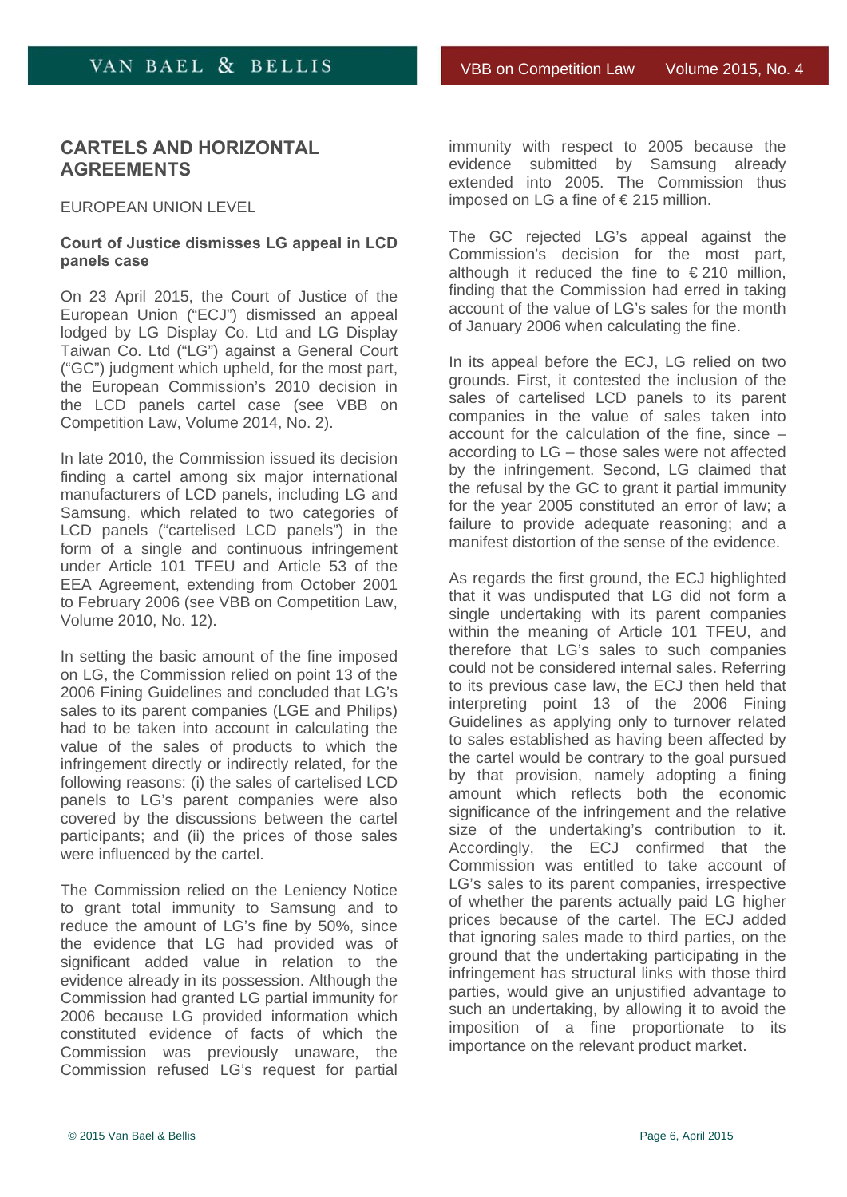## CARTELS AND HORIZONTAL AGREEMENTS

EUROPEAN UNION LEVEL

**Court of Justice dismisses LG appeal in LCD panels case**

On 23 April 2015, the Court of Justice of the European Union ("ECJ") dismissed an appeal lodged by LG Display Co. Ltd and LG Display Taiwan Co. Ltd ("LG") against a General Court ("GC") judgment which upheld, for the most part, the European Commission's 2010 decision in the LCD panels cartel case (see VBB on Competition Law, Volume 2014, No. 2).

In late 2010, the Commission issued its decision finding a cartel among six major international manufacturers of LCD panels, including LG and Samsung, which related to two categories of LCD panels ("cartelised LCD panels") in the form of a single and continuous infringement under Article 101 TFEU and Article 53 of the EEA Agreement, extending from October 2001 to February 2006 (see VBB on Competition Law, Volume 2010, No. 12).

In setting the basic amount of the fine imposed on LG, the Commission relied on point 13 of the 2006 Fining Guidelines and concluded that LG's sales to its parent companies (LGE and Philips) had to be taken into account in calculating the value of the sales of products to which the infringement directly or indirectly related, for the following reasons: (i) the sales of cartelised LCD panels to LG's parent companies were also covered by the discussions between the cartel participants; and (ii) the prices of those sales were influenced by the cartel.

The Commission relied on the Leniency Notice to grant total immunity to Samsung and to reduce the amount of LG's fine by 50%, since the evidence that LG had provided was of significant added value in relation to the evidence already in its possession. Although the Commission had granted LG partial immunity for 2006 because LG provided information which constituted evidence of facts of which the Commission was previously unaware, the Commission refused LG's request for partial immunity with respect to 2005 because the evidence submitted by Samsung already extended into 2005. The Commission thus imposed on LG a fine of € 215 million.

The GC rejected LG's appeal against the Commission's decision for the most part, although it reduced the fine to € 210 million, finding that the Commission had erred in taking account of the value of LG's sales for the month of January 2006 when calculating the fine.

In its appeal before the ECJ, LG relied on two grounds. First, it contested the inclusion of the sales of cartelised LCD panels to its parent companies in the value of sales taken into account for the calculation of the fine, since – according to LG – those sales were not affected by the infringement. Second, LG claimed that the refusal by the GC to grant it partial immunity for the year 2005 constituted an error of law; a failure to provide adequate reasoning; and a manifest distortion of the sense of the evidence.

As regards the first ground, the ECJ highlighted that it was undisputed that LG did not form a single undertaking with its parent companies within the meaning of Article 101 TFEU, and therefore that LG's sales to such companies could not be considered internal sales. Referring to its previous case law, the ECJ then held that interpreting point 13 of the 2006 Fining Guidelines as applying only to turnover related to sales established as having been affected by the cartel would be contrary to the goal pursued by that provision, namely adopting a fining amount which reflects both the economic significance of the infringement and the relative size of the undertaking's contribution to it. Accordingly, the ECJ confirmed that the Commission was entitled to take account of LG's sales to its parent companies, irrespective of whether the parents actually paid LG higher prices because of the cartel. The ECJ added that ignoring sales made to third parties, on the ground that the undertaking participating in the infringement has structural links with those third parties, would give an unjustified advantage to such an undertaking, by allowing it to avoid the imposition of a fine proportionate to its importance on the relevant product market.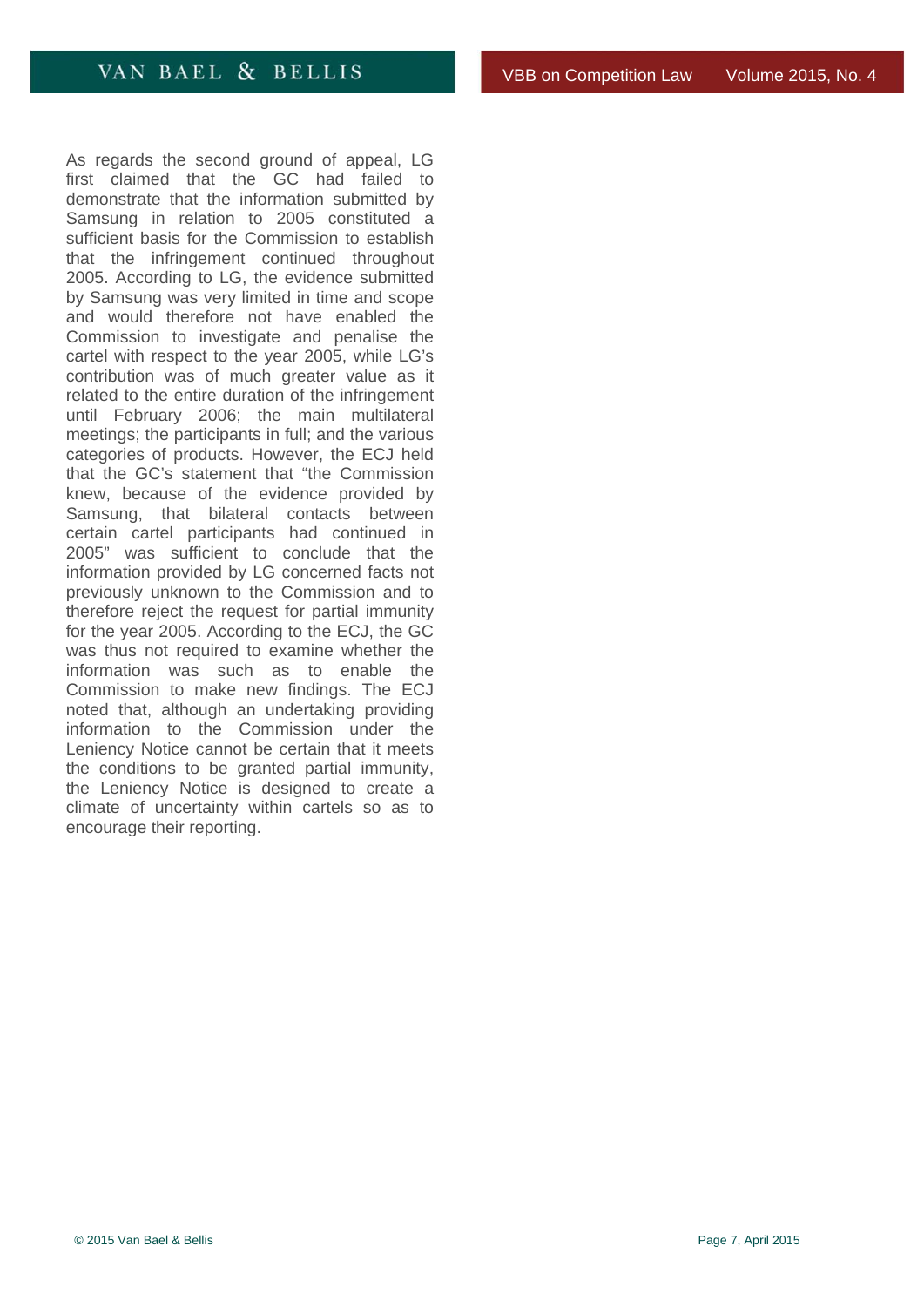As regards the second ground of appeal, LG first claimed that the GC had failed to demonstrate that the information submitted by Samsung in relation to 2005 constituted a sufficient basis for the Commission to establish that the infringement continued throughout 2005. According to LG, the evidence submitted by Samsung was very limited in time and scope and would therefore not have enabled the Commission to investigate and penalise the cartel with respect to the year 2005, while LG's contribution was of much greater value as it related to the entire duration of the infringement until February 2006; the main multilateral meetings; the participants in full; and the various categories of products. However, the ECJ held that the GC's statement that "the Commission knew, because of the evidence provided by Samsung, that bilateral contacts between certain cartel participants had continued in 2005" was sufficient to conclude that the information provided by LG concerned facts not previously unknown to the Commission and to therefore reject the request for partial immunity for the year 2005. According to the ECJ, the GC was thus not required to examine whether the information was such as to enable the Commission to make new findings. The ECJ noted that, although an undertaking providing information to the Commission under the Leniency Notice cannot be certain that it meets the conditions to be granted partial immunity, the Leniency Notice is designed to create a climate of uncertainty within cartels so as to encourage their reporting.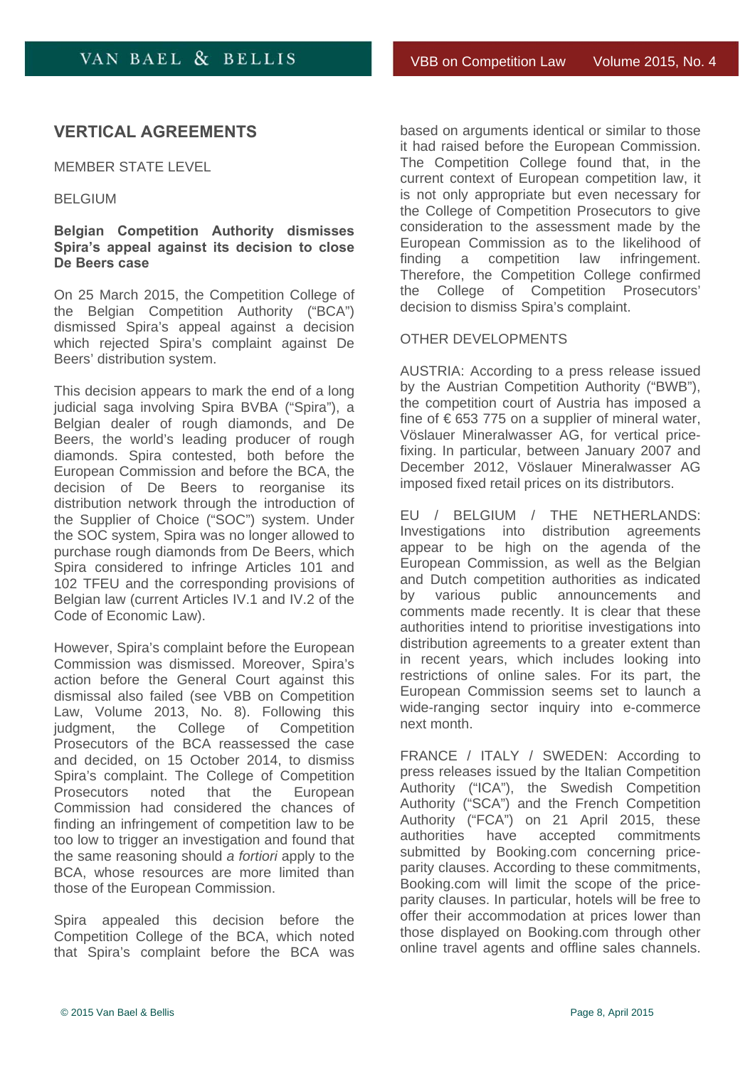## VERTICAL AGREEMENTS

MEMBER STATE LEVEL

BELGIUM

**Belgian Competition Authority dismisses Spira's appeal against its decision to close De Beers case**

On 25 March 2015, the Competition College of the Belgian Competition Authority ("BCA") dismissed Spira's appeal against a decision which rejected Spira's complaint against De Beers' distribution system.

This decision appears to mark the end of a long judicial saga involving Spira BVBA ("Spira"), a Belgian dealer of rough diamonds, and De Beers, the world's leading producer of rough diamonds. Spira contested, both before the European Commission and before the BCA, the decision of De Beers to reorganise its distribution network through the introduction of the Supplier of Choice ("SOC") system. Under the SOC system, Spira was no longer allowed to purchase rough diamonds from De Beers, which Spira considered to infringe Articles 101 and 102 TFEU and the corresponding provisions of Belgian law (current Articles IV.1 and IV.2 of the Code of Economic Law).

However, Spira's complaint before the European Commission was dismissed. Moreover, Spira's action before the General Court against this dismissal also failed (see VBB on Competition Law, Volume 2013, No. 8). Following this judgment, the College of Competition Prosecutors of the BCA reassessed the case and decided, on 15 October 2014, to dismiss Spira's complaint. The College of Competition Prosecutors noted that the European Commission had considered the chances of finding an infringement of competition law to be too low to trigger an investigation and found that the same reasoning should *a fortiori* apply to the BCA, whose resources are more limited than those of the European Commission.

Spira appealed this decision before the Competition College of the BCA, which noted that Spira's complaint before the BCA was based on arguments identical or similar to those it had raised before the European Commission. The Competition College found that, in the current context of European competition law, it is not only appropriate but even necessary for the College of Competition Prosecutors to give consideration to the assessment made by the European Commission as to the likelihood of finding a competition law infringement. Therefore, the Competition College confirmed the College of Competition Prosecutors' decision to dismiss Spira's complaint.

OTHER DEVELOPMENTS

AUSTRIA: According to a press release issued by the Austrian Competition Authority ("BWB"), the competition court of Austria has imposed a fine of € 653 775 on a supplier of mineral water, Vöslauer Mineralwasser AG, for vertical price-fixing. In particular, between January 2007 and December 2012, Vöslauer Mineralwasser AG imposed fixed retail prices on its distributors.

EU / BELGIUM / THE NETHERLANDS: Investigations into distribution agreements appear to be high on the agenda of the European Commission, as well as the Belgian and Dutch competition authorities as indicated by various public announcements and comments made recently. It is clear that these authorities intend to prioritise investigations into distribution agreements to a greater extent than in recent years, which includes looking into restrictions of online sales. For its part, the European Commission seems set to launch a wide-ranging sector inquiry into e-commerce next month.

FRANCE / ITALY / SWEDEN: According to press releases issued by the Italian Competition Authority ("ICA"), the Swedish Competition Authority ("SCA") and the French Competition Authority ("FCA") on 21 April 2015, these authorities have accepted commitments submitted by Booking.com concerning price-parity clauses. According to these commitments, Booking.com will limit the scope of the price-parity clauses. In particular, hotels will be free to offer their accommodation at prices lower than those displayed on Booking.com through other online travel agents and offline sales channels.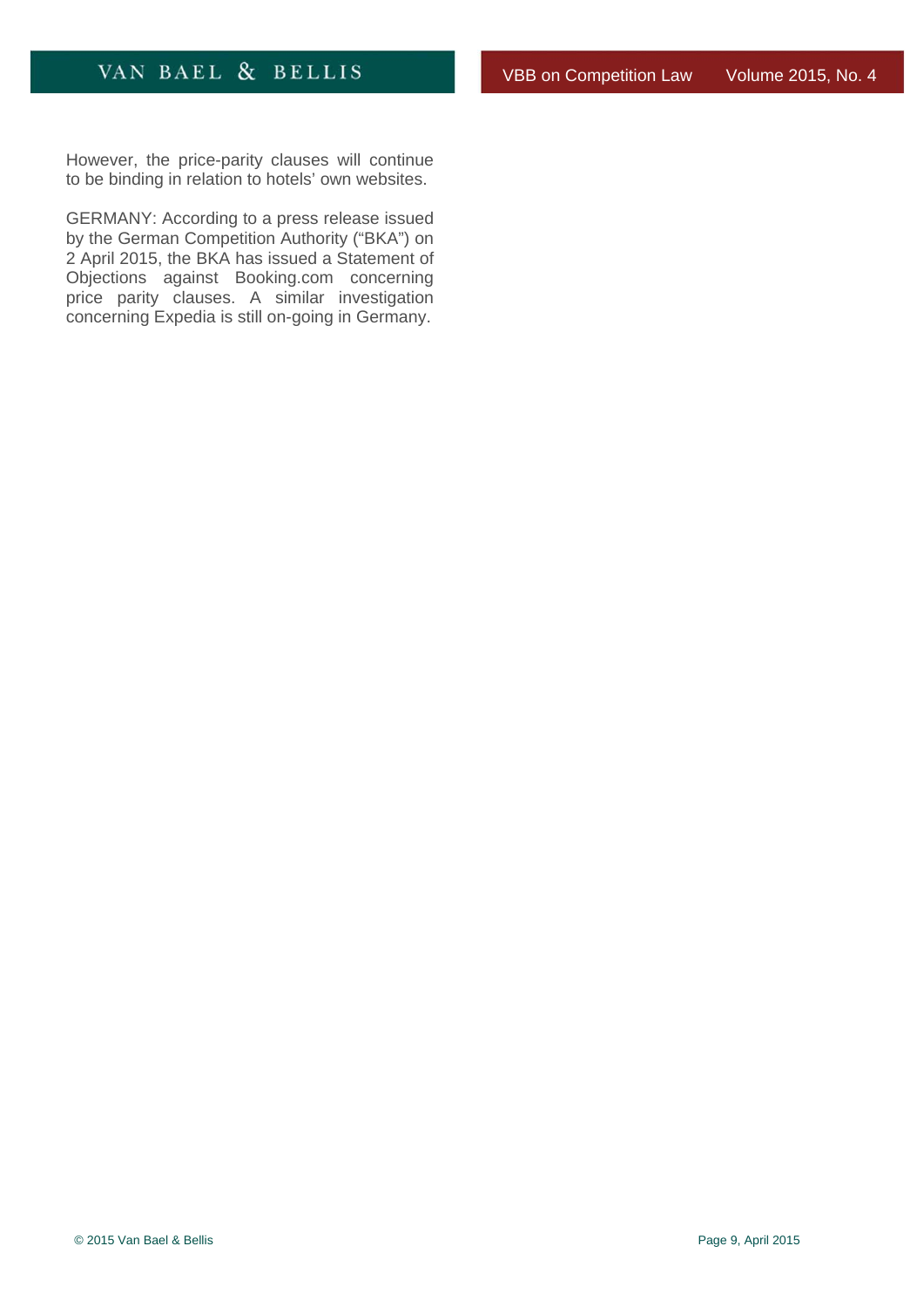However, the price-parity clauses will continue to be binding in relation to hotels' own websites.

GERMANY: According to a press release issued by the German Competition Authority ("BKA") on 2 April 2015, the BKA has issued a Statement of Objections against Booking.com concerning price parity clauses. A similar investigation concerning Expedia is still on-going in Germany.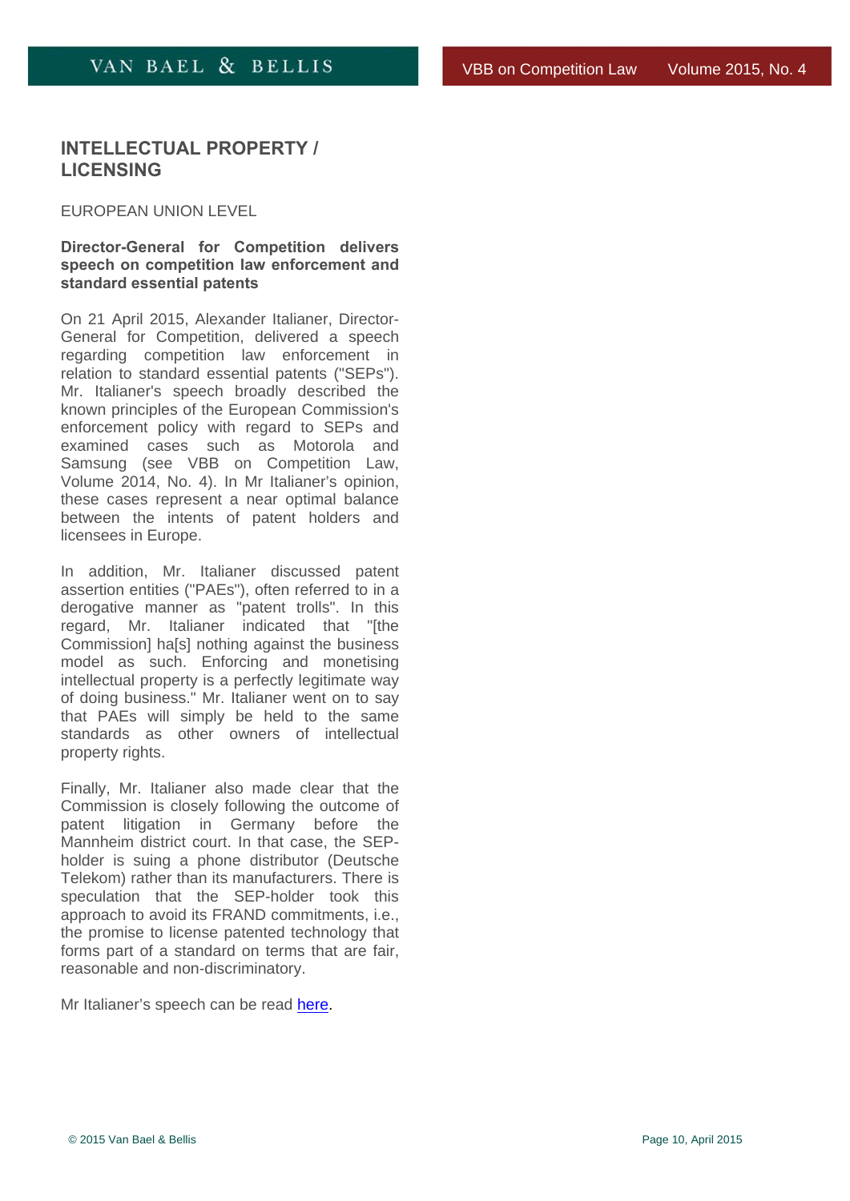## INTELLECTUAL PROPERTY / LICENSING

EUROPEAN UNION LEVEL

**Director-General for Competition delivers speech on competition law enforcement and standard essential patents**

On 21 April 2015, Alexander Italianer, Director-General for Competition, delivered a speech regarding competition law enforcement in relation to standard essential patents ("SEPs"). Mr. Italianer's speech broadly described the known principles of the European Commission's enforcement policy with regard to SEPs and examined cases such as Motorola and Samsung (see VBB on Competition Law, Volume 2014, No. 4). In Mr Italianer's opinion, these cases represent a near optimal balance between the intents of patent holders and licensees in Europe.

In addition, Mr. Italianer discussed patent assertion entities ("PAEs"), often referred to in a derogative manner as "patent trolls". In this regard, Mr. Italianer indicated that "[the Commission] ha[s] nothing against the business model as such. Enforcing and monetising intellectual property is a perfectly legitimate way of doing business." Mr. Italianer went on to say that PAEs will simply be held to the same standards as other owners of intellectual property rights.

Finally, Mr. Italianer also made clear that the Commission is closely following the outcome of patent litigation in Germany before the Mannheim district court. In that case, the SEP-holder is suing a phone distributor (Deutsche Telekom) rather than its manufacturers. There is speculation that the SEP-holder took this approach to avoid its FRAND commitments, i.e., the promise to license patented technology that forms part of a standard on terms that are fair, reasonable and non-discriminatory.

Mr Italianer's speech can be read here.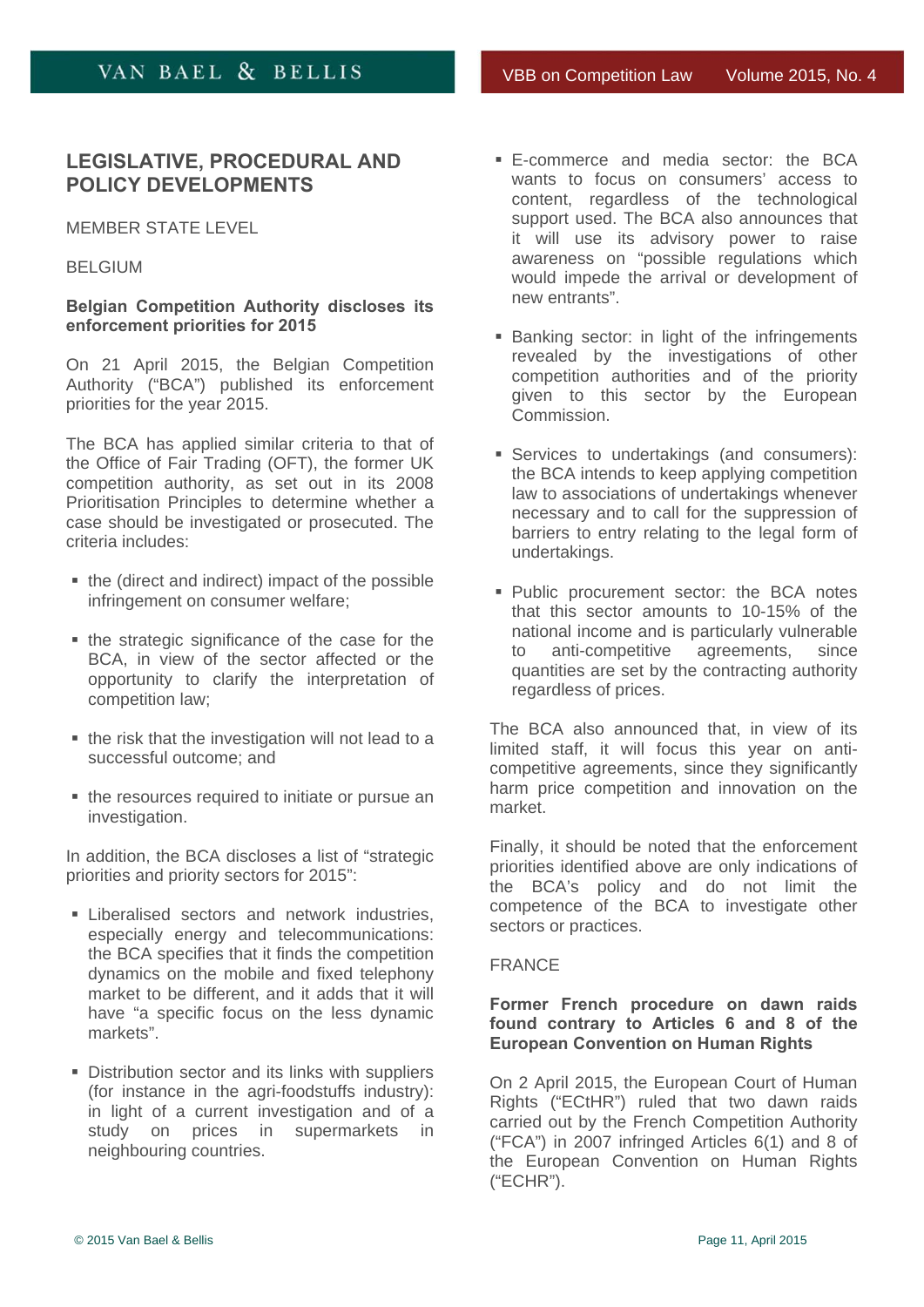## LEGISLATIVE, PROCEDURAL AND POLICY DEVELOPMENTS

MEMBER STATE LEVEL

BELGIUM

**Belgian Competition Authority discloses its enforcement priorities for 2015**

On 21 April 2015, the Belgian Competition Authority ("BCA") published its enforcement priorities for the year 2015.

The BCA has applied similar criteria to that of the Office of Fair Trading (OFT), the former UK competition authority, as set out in its 2008 Prioritisation Principles to determine whether a case should be investigated or prosecuted. The criteria includes:

- the (direct and indirect) impact of the possible infringement on consumer welfare;
- the strategic significance of the case for the BCA, in view of the sector affected or the opportunity to clarify the interpretation of competition law;
- the risk that the investigation will not lead to a successful outcome; and
- the resources required to initiate or pursue an investigation.

In addition, the BCA discloses a list of "strategic priorities and priority sectors for 2015":

- Liberalised sectors and network industries, especially energy and telecommunications: the BCA specifies that it finds the competition dynamics on the mobile and fixed telephony market to be different, and it adds that it will have "a specific focus on the less dynamic markets".
- Distribution sector and its links with suppliers (for instance in the agri-foodstuffs industry): in light of a current investigation and of a study on prices in supermarkets in neighbouring countries.
- E-commerce and media sector: the BCA wants to focus on consumers' access to content, regardless of the technological support used. The BCA also announces that it will use its advisory power to raise awareness on "possible regulations which would impede the arrival or development of new entrants".
- Banking sector: in light of the infringements revealed by the investigations of other competition authorities and of the priority given to this sector by the European Commission.
- Services to undertakings (and consumers): the BCA intends to keep applying competition law to associations of undertakings whenever necessary and to call for the suppression of barriers to entry relating to the legal form of undertakings.
- Public procurement sector: the BCA notes that this sector amounts to 10-15% of the national income and is particularly vulnerable to anti-competitive agreements, since quantities are set by the contracting authority regardless of prices.

The BCA also announced that, in view of its limited staff, it will focus this year on anti-competitive agreements, since they significantly harm price competition and innovation on the market.

Finally, it should be noted that the enforcement priorities identified above are only indications of the BCA's policy and do not limit the competence of the BCA to investigate other sectors or practices.

FRANCE

**Former French procedure on dawn raids found contrary to Articles 6 and 8 of the European Convention on Human Rights**

On 2 April 2015, the European Court of Human Rights ("ECtHR") ruled that two dawn raids carried out by the French Competition Authority ("FCA") in 2007 infringed Articles 6(1) and 8 of the European Convention on Human Rights ("ECHR").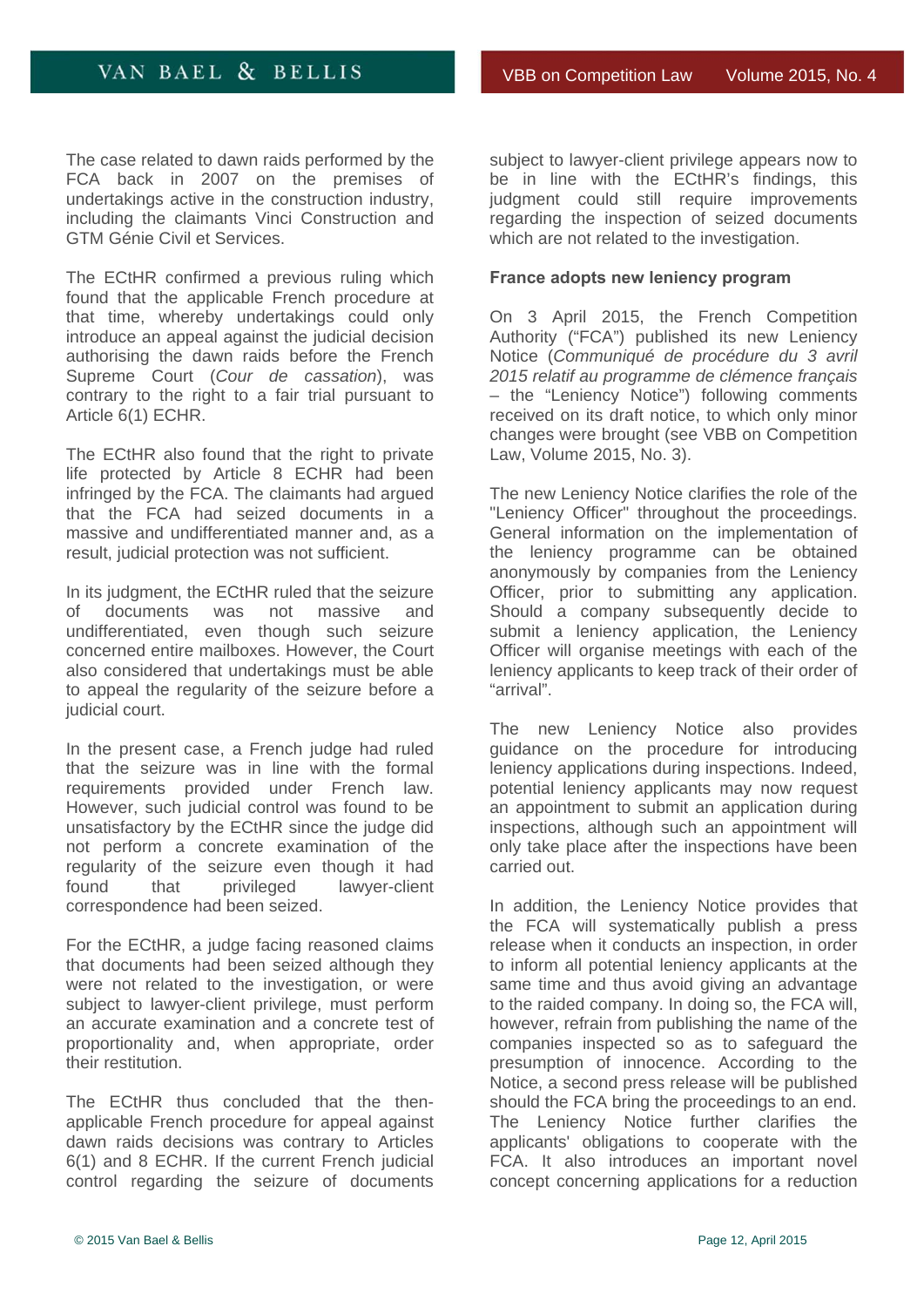The case related to dawn raids performed by the FCA back in 2007 on the premises of undertakings active in the construction industry, including the claimants Vinci Construction and GTM Génie Civil et Services.

The ECtHR confirmed a previous ruling which found that the applicable French procedure at that time, whereby undertakings could only introduce an appeal against the judicial decision authorising the dawn raids before the French Supreme Court (*Cour de cassation*), was contrary to the right to a fair trial pursuant to Article 6(1) ECHR.

The ECtHR also found that the right to private life protected by Article 8 ECHR had been infringed by the FCA. The claimants had argued that the FCA had seized documents in a massive and undifferentiated manner and, as a result, judicial protection was not sufficient.

In its judgment, the ECtHR ruled that the seizure of documents was not massive and undifferentiated, even though such seizure concerned entire mailboxes. However, the Court also considered that undertakings must be able to appeal the regularity of the seizure before a judicial court.

In the present case, a French judge had ruled that the seizure was in line with the formal requirements provided under French law. However, such judicial control was found to be unsatisfactory by the ECtHR since the judge did not perform a concrete examination of the regularity of the seizure even though it had found that privileged lawyer-client correspondence had been seized.

For the ECtHR, a judge facing reasoned claims that documents had been seized although they were not related to the investigation, or were subject to lawyer-client privilege, must perform an accurate examination and a concrete test of proportionality and, when appropriate, order their restitution.

The ECtHR thus concluded that the then-applicable French procedure for appeal against dawn raids decisions was contrary to Articles 6(1) and 8 ECHR. If the current French judicial control regarding the seizure of documents subject to lawyer-client privilege appears now to be in line with the ECtHR's findings, this judgment could still require improvements regarding the inspection of seized documents which are not related to the investigation.

**France adopts new leniency program**

On 3 April 2015, the French Competition Authority ("FCA") published its new Leniency Notice (*Communiqué de procédure du 3 avril 2015 relatif au programme de clémence français* – the "Leniency Notice") following comments received on its draft notice, to which only minor changes were brought (see VBB on Competition Law, Volume 2015, No. 3).

The new Leniency Notice clarifies the role of the "Leniency Officer" throughout the proceedings. General information on the implementation of the leniency programme can be obtained anonymously by companies from the Leniency Officer, prior to submitting any application. Should a company subsequently decide to submit a leniency application, the Leniency Officer will organise meetings with each of the leniency applicants to keep track of their order of "arrival".

The new Leniency Notice also provides guidance on the procedure for introducing leniency applications during inspections. Indeed, potential leniency applicants may now request an appointment to submit an application during inspections, although such an appointment will only take place after the inspections have been carried out.

In addition, the Leniency Notice provides that the FCA will systematically publish a press release when it conducts an inspection, in order to inform all potential leniency applicants at the same time and thus avoid giving an advantage to the raided company. In doing so, the FCA will, however, refrain from publishing the name of the companies inspected so as to safeguard the presumption of innocence. According to the Notice, a second press release will be published should the FCA bring the proceedings to an end. The Leniency Notice further clarifies the applicants' obligations to cooperate with the FCA. It also introduces an important novel concept concerning applications for a reduction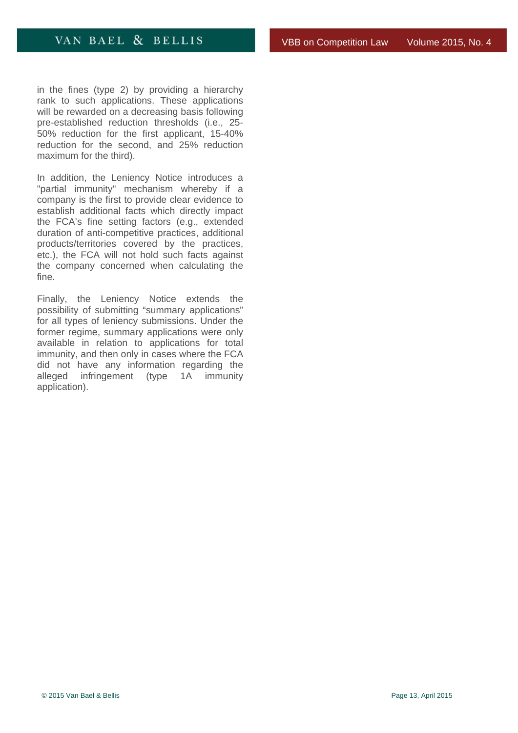in the fines (type 2) by providing a hierarchy rank to such applications. These applications will be rewarded on a decreasing basis following pre-established reduction thresholds (i.e., 25-50% reduction for the first applicant, 15-40% reduction for the second, and 25% reduction maximum for the third).

In addition, the Leniency Notice introduces a "partial immunity" mechanism whereby if a company is the first to provide clear evidence to establish additional facts which directly impact the FCA's fine setting factors (e.g., extended duration of anti-competitive practices, additional products/territories covered by the practices, etc.), the FCA will not hold such facts against the company concerned when calculating the fine.

Finally, the Leniency Notice extends the possibility of submitting "summary applications" for all types of leniency submissions. Under the former regime, summary applications were only available in relation to applications for total immunity, and then only in cases where the FCA did not have any information regarding the alleged infringement (type 1A immunity application).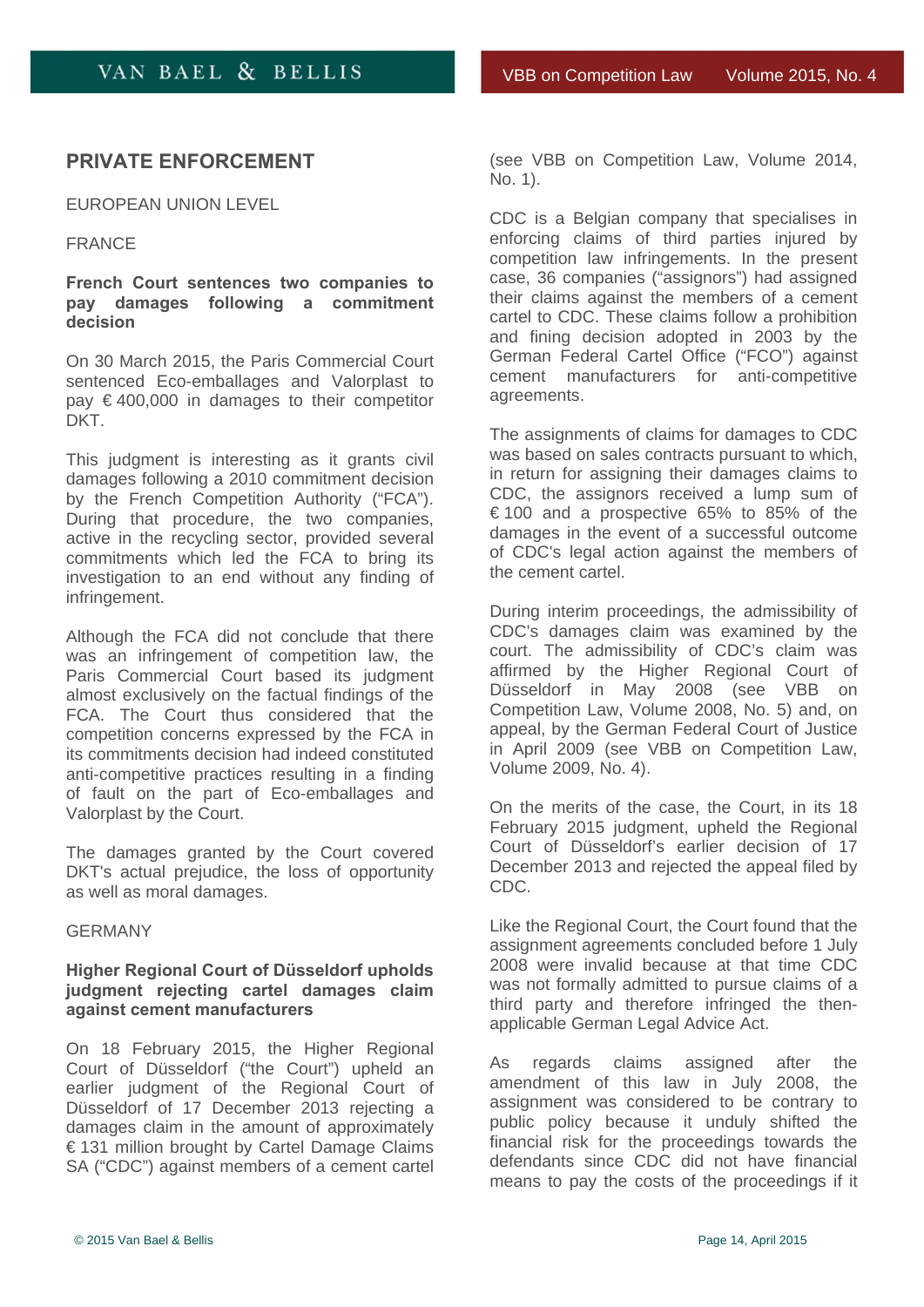## PRIVATE ENFORCEMENT

EUROPEAN UNION LEVEL

FRANCE

**French Court sentences two companies to pay damages following a commitment decision**

On 30 March 2015, the Paris Commercial Court sentenced Eco-emballages and Valorplast to pay € 400,000 in damages to their competitor DKT.

This judgment is interesting as it grants civil damages following a 2010 commitment decision by the French Competition Authority ("FCA"). During that procedure, the two companies, active in the recycling sector, provided several commitments which led the FCA to bring its investigation to an end without any finding of infringement.

Although the FCA did not conclude that there was an infringement of competition law, the Paris Commercial Court based its judgment almost exclusively on the factual findings of the FCA. The Court thus considered that the competition concerns expressed by the FCA in its commitments decision had indeed constituted anti-competitive practices resulting in a finding of fault on the part of Eco-emballages and Valorplast by the Court.

The damages granted by the Court covered DKT's actual prejudice, the loss of opportunity as well as moral damages.

GERMANY

**Higher Regional Court of Düsseldorf upholds judgment rejecting cartel damages claim against cement manufacturers**

On 18 February 2015, the Higher Regional Court of Düsseldorf ("the Court") upheld an earlier judgment of the Regional Court of Düsseldorf of 17 December 2013 rejecting a damages claim in the amount of approximately € 131 million brought by Cartel Damage Claims SA ("CDC") against members of a cement cartel (see VBB on Competition Law, Volume 2014, No. 1).

CDC is a Belgian company that specialises in enforcing claims of third parties injured by competition law infringements. In the present case, 36 companies ("assignors") had assigned their claims against the members of a cement cartel to CDC. These claims follow a prohibition and fining decision adopted in 2003 by the German Federal Cartel Office ("FCO") against cement manufacturers for anti-competitive agreements.

The assignments of claims for damages to CDC was based on sales contracts pursuant to which, in return for assigning their damages claims to CDC, the assignors received a lump sum of € 100 and a prospective 65% to 85% of the damages in the event of a successful outcome of CDC's legal action against the members of the cement cartel.

During interim proceedings, the admissibility of CDC's damages claim was examined by the court. The admissibility of CDC's claim was affirmed by the Higher Regional Court of Düsseldorf in May 2008 (see VBB on Competition Law, Volume 2008, No. 5) and, on appeal, by the German Federal Court of Justice in April 2009 (see VBB on Competition Law, Volume 2009, No. 4).

On the merits of the case, the Court, in its 18 February 2015 judgment, upheld the Regional Court of Düsseldorf's earlier decision of 17 December 2013 and rejected the appeal filed by CDC.

Like the Regional Court, the Court found that the assignment agreements concluded before 1 July 2008 were invalid because at that time CDC was not formally admitted to pursue claims of a third party and therefore infringed the then-applicable German Legal Advice Act.

As regards claims assigned after the amendment of this law in July 2008, the assignment was considered to be contrary to public policy because it unduly shifted the financial risk for the proceedings towards the defendants since CDC did not have financial means to pay the costs of the proceedings if it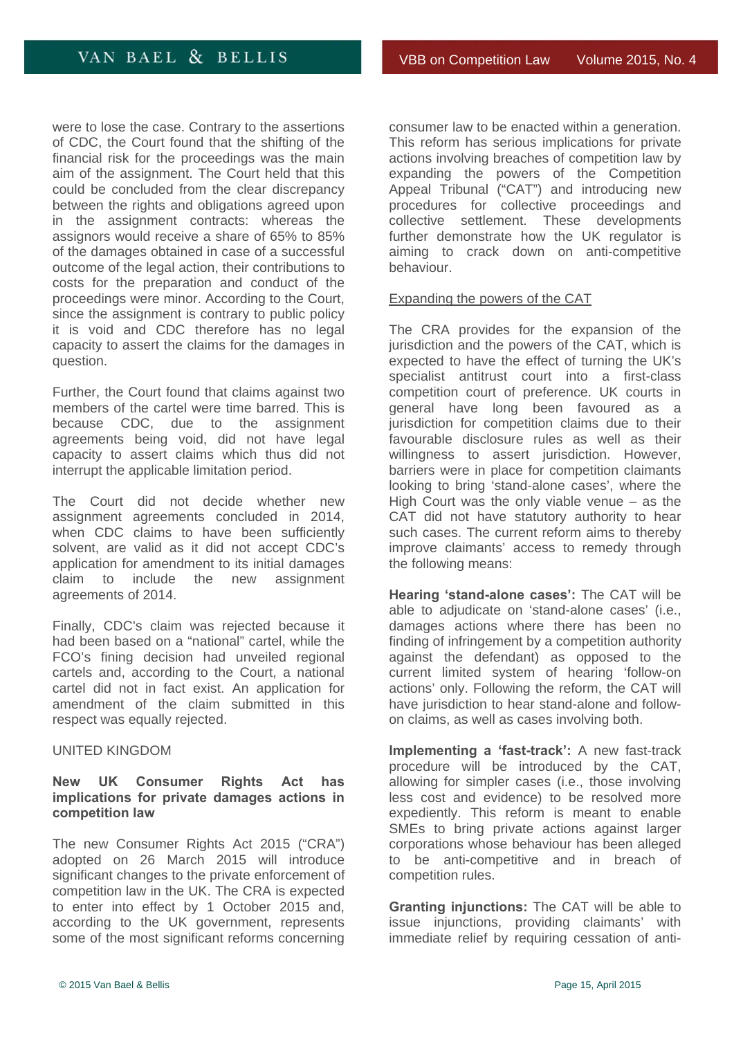were to lose the case. Contrary to the assertions of CDC, the Court found that the shifting of the financial risk for the proceedings was the main aim of the assignment. The Court held that this could be concluded from the clear discrepancy between the rights and obligations agreed upon in the assignment contracts: whereas the assignors would receive a share of 65% to 85% of the damages obtained in case of a successful outcome of the legal action, their contributions to costs for the preparation and conduct of the proceedings were minor. According to the Court, since the assignment is contrary to public policy it is void and CDC therefore has no legal capacity to assert the claims for the damages in question.

Further, the Court found that claims against two members of the cartel were time barred. This is because CDC, due to the assignment agreements being void, did not have legal capacity to assert claims which thus did not interrupt the applicable limitation period.

The Court did not decide whether new assignment agreements concluded in 2014, when CDC claims to have been sufficiently solvent, are valid as it did not accept CDC's application for amendment to its initial damages claim to include the new assignment agreements of 2014.

Finally, CDC's claim was rejected because it had been based on a "national" cartel, while the FCO's fining decision had unveiled regional cartels and, according to the Court, a national cartel did not in fact exist. An application for amendment of the claim submitted in this respect was equally rejected.

## UNITED KINGDOM

### New UK Consumer Rights Act has implications for private damages actions in competition law

The new Consumer Rights Act 2015 ("CRA") adopted on 26 March 2015 will introduce significant changes to the private enforcement of competition law in the UK. The CRA is expected to enter into effect by 1 October 2015 and, according to the UK government, represents some of the most significant reforms concerning consumer law to be enacted within a generation. This reform has serious implications for private actions involving breaches of competition law by expanding the powers of the Competition Appeal Tribunal ("CAT") and introducing new procedures for collective proceedings and collective settlement. These developments further demonstrate how the UK regulator is aiming to crack down on anti-competitive behaviour.

Expanding the powers of the CAT

The CRA provides for the expansion of the jurisdiction and the powers of the CAT, which is expected to have the effect of turning the UK's specialist antitrust court into a first-class competition court of preference. UK courts in general have long been favoured as a jurisdiction for competition claims due to their favourable disclosure rules as well as their willingness to assert jurisdiction. However, barriers were in place for competition claimants looking to bring 'stand-alone cases', where the High Court was the only viable venue – as the CAT did not have statutory authority to hear such cases. The current reform aims to thereby improve claimants' access to remedy through the following means:

**Hearing 'stand-alone cases':** The CAT will be able to adjudicate on 'stand-alone cases' (i.e., damages actions where there has been no finding of infringement by a competition authority against the defendant) as opposed to the current limited system of hearing 'follow-on actions' only. Following the reform, the CAT will have jurisdiction to hear stand-alone and follow-on claims, as well as cases involving both.

**Implementing a 'fast-track':** A new fast-track procedure will be introduced by the CAT, allowing for simpler cases (i.e., those involving less cost and evidence) to be resolved more expediently. This reform is meant to enable SMEs to bring private actions against larger corporations whose behaviour has been alleged to be anti-competitive and in breach of competition rules.

**Granting injunctions:** The CAT will be able to issue injunctions, providing claimants' with immediate relief by requiring cessation of anti-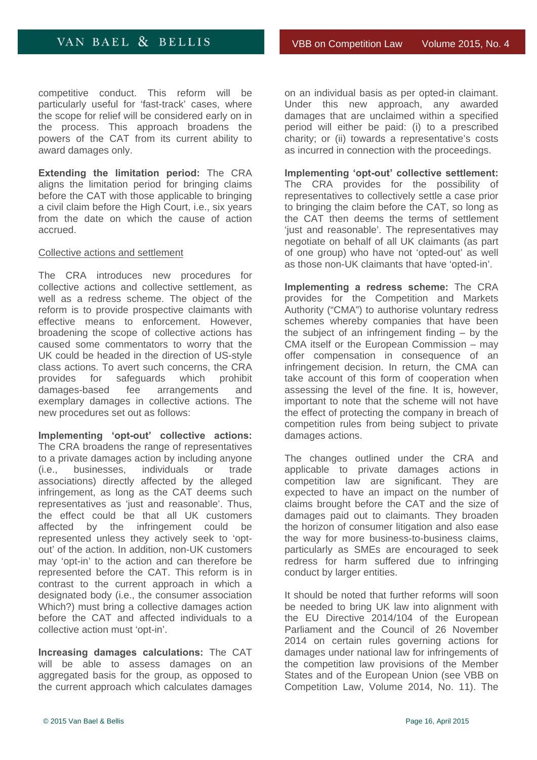competitive conduct. This reform will be particularly useful for 'fast-track' cases, where the scope for relief will be considered early on in the process. This approach broadens the powers of the CAT from its current ability to award damages only.

**Extending the limitation period:** The CRA aligns the limitation period for bringing claims before the CAT with those applicable to bringing a civil claim before the High Court, i.e., six years from the date on which the cause of action accrued.

Collective actions and settlement

The CRA introduces new procedures for collective actions and collective settlement, as well as a redress scheme. The object of the reform is to provide prospective claimants with effective means to enforcement. However, broadening the scope of collective actions has caused some commentators to worry that the UK could be headed in the direction of US-style class actions. To avert such concerns, the CRA provides for safeguards which prohibit damages-based fee arrangements and exemplary damages in collective actions. The new procedures set out as follows:

**Implementing 'opt-out' collective actions:** The CRA broadens the range of representatives to a private damages action by including anyone (i.e., businesses, individuals or trade associations) directly affected by the alleged infringement, as long as the CAT deems such representatives as 'just and reasonable'. Thus, the effect could be that all UK customers affected by the infringement could be represented unless they actively seek to 'opt-out' of the action. In addition, non-UK customers may 'opt-in' to the action and can therefore be represented before the CAT. This reform is in contrast to the current approach in which a designated body (i.e., the consumer association Which?) must bring a collective damages action before the CAT and affected individuals to a collective action must 'opt-in'.

**Increasing damages calculations:** The CAT will be able to assess damages on an aggregated basis for the group, as opposed to the current approach which calculates damages on an individual basis as per opted-in claimant. Under this new approach, any awarded damages that are unclaimed within a specified period will either be paid: (i) to a prescribed charity; or (ii) towards a representative's costs as incurred in connection with the proceedings.

**Implementing 'opt-out' collective settlement:** The CRA provides for the possibility of representatives to collectively settle a case prior to bringing the claim before the CAT, so long as the CAT then deems the terms of settlement 'just and reasonable'. The representatives may negotiate on behalf of all UK claimants (as part of one group) who have not 'opted-out' as well as those non-UK claimants that have 'opted-in'.

**Implementing a redress scheme:** The CRA provides for the Competition and Markets Authority ("CMA") to authorise voluntary redress schemes whereby companies that have been the subject of an infringement finding – by the CMA itself or the European Commission – may offer compensation in consequence of an infringement decision. In return, the CMA can take account of this form of cooperation when assessing the level of the fine. It is, however, important to note that the scheme will not have the effect of protecting the company in breach of competition rules from being subject to private damages actions.

The changes outlined under the CRA and applicable to private damages actions in competition law are significant. They are expected to have an impact on the number of claims brought before the CAT and the size of damages paid out to claimants. They broaden the horizon of consumer litigation and also ease the way for more business-to-business claims, particularly as SMEs are encouraged to seek redress for harm suffered due to infringing conduct by larger entities.

It should be noted that further reforms will soon be needed to bring UK law into alignment with the EU Directive 2014/104 of the European Parliament and the Council of 26 November 2014 on certain rules governing actions for damages under national law for infringements of the competition law provisions of the Member States and of the European Union (see VBB on Competition Law, Volume 2014, No. 11). The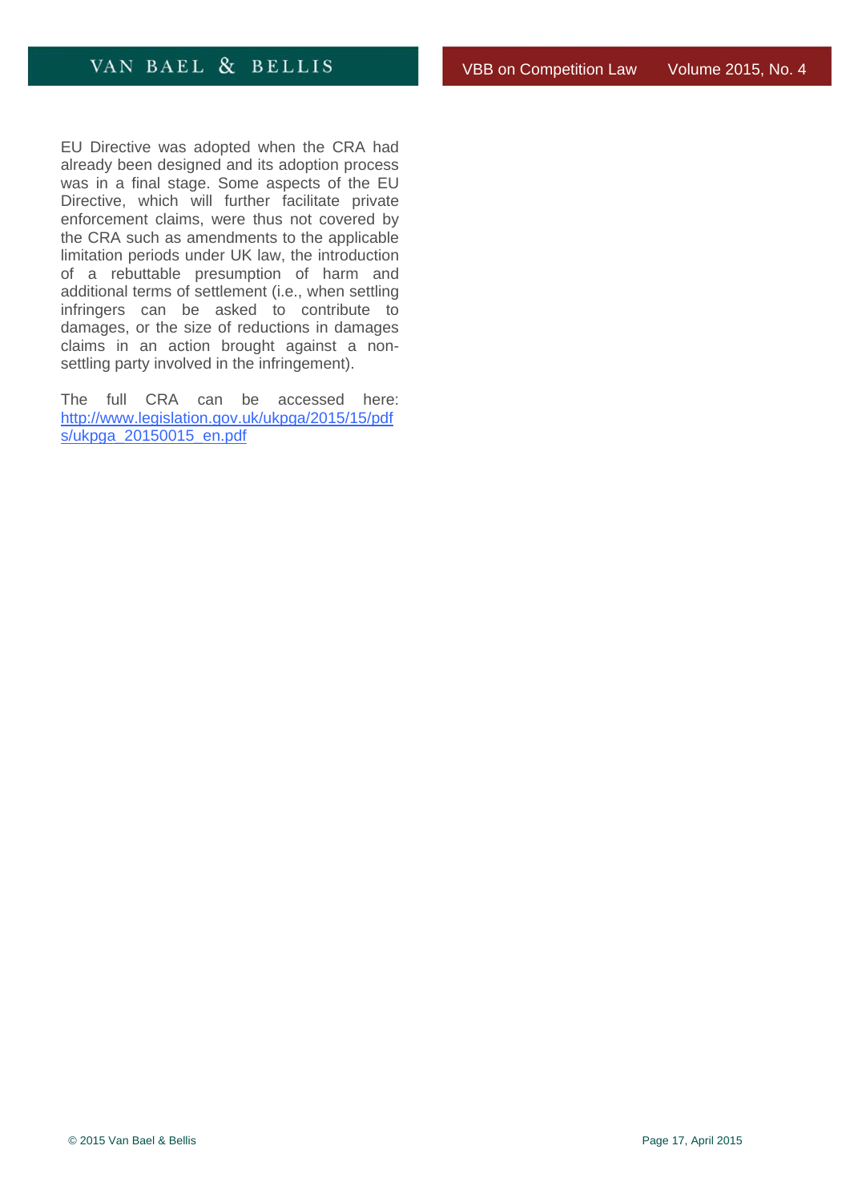EU Directive was adopted when the CRA had already been designed and its adoption process was in a final stage. Some aspects of the EU Directive, which will further facilitate private enforcement claims, were thus not covered by the CRA such as amendments to the applicable limitation periods under UK law, the introduction of a rebuttable presumption of harm and additional terms of settlement (i.e., when settling infringers can be asked to contribute to damages, or the size of reductions in damages claims in an action brought against a non-settling party involved in the infringement).

The full CRA can be accessed here: [http://www.legislation.gov.uk/ukpga/2015/15/pdfs/ukpga_20150015_en.pdf](http://www.legislation.gov.uk/ukpga/2015/15/pdfs/ukpga_20150015_en.pdf)